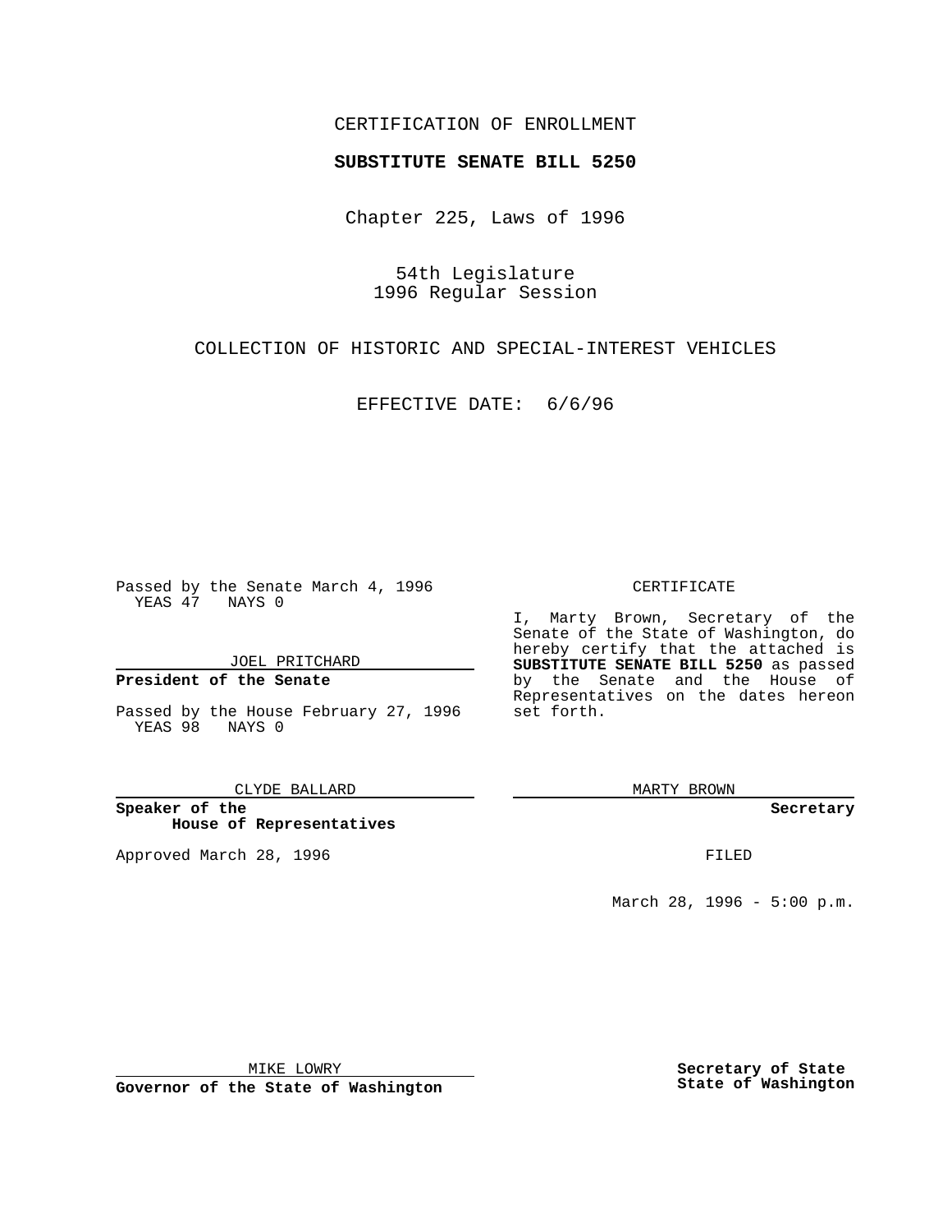CERTIFICATION OF ENROLLMENT

**SUBSTITUTE SENATE BILL 5250**

Chapter 225, Laws of 1996

54th Legislature
1996 Regular Session

COLLECTION OF HISTORIC AND SPECIAL-INTEREST VEHICLES

EFFECTIVE DATE: 6/6/96

Passed by the Senate March 4, 1996
YEAS 47 NAYS 0

JOEL PRITCHARD

**President of the Senate**

Passed by the House February 27, 1996
YEAS 98 NAYS 0

CLYDE BALLARD

**Speaker of the House of Representatives**

Approved March 28, 1996

MIKE LOWRY

**Governor of the State of Washington**

CERTIFICATE

I, Marty Brown, Secretary of the Senate of the State of Washington, do hereby certify that the attached is **SUBSTITUTE SENATE BILL 5250** as passed by the Senate and the House of Representatives on the dates hereon set forth.

MARTY BROWN

**Secretary**

FILED

March 28, 1996 - 5:00 p.m.

**Secretary of State**
**State of Washington**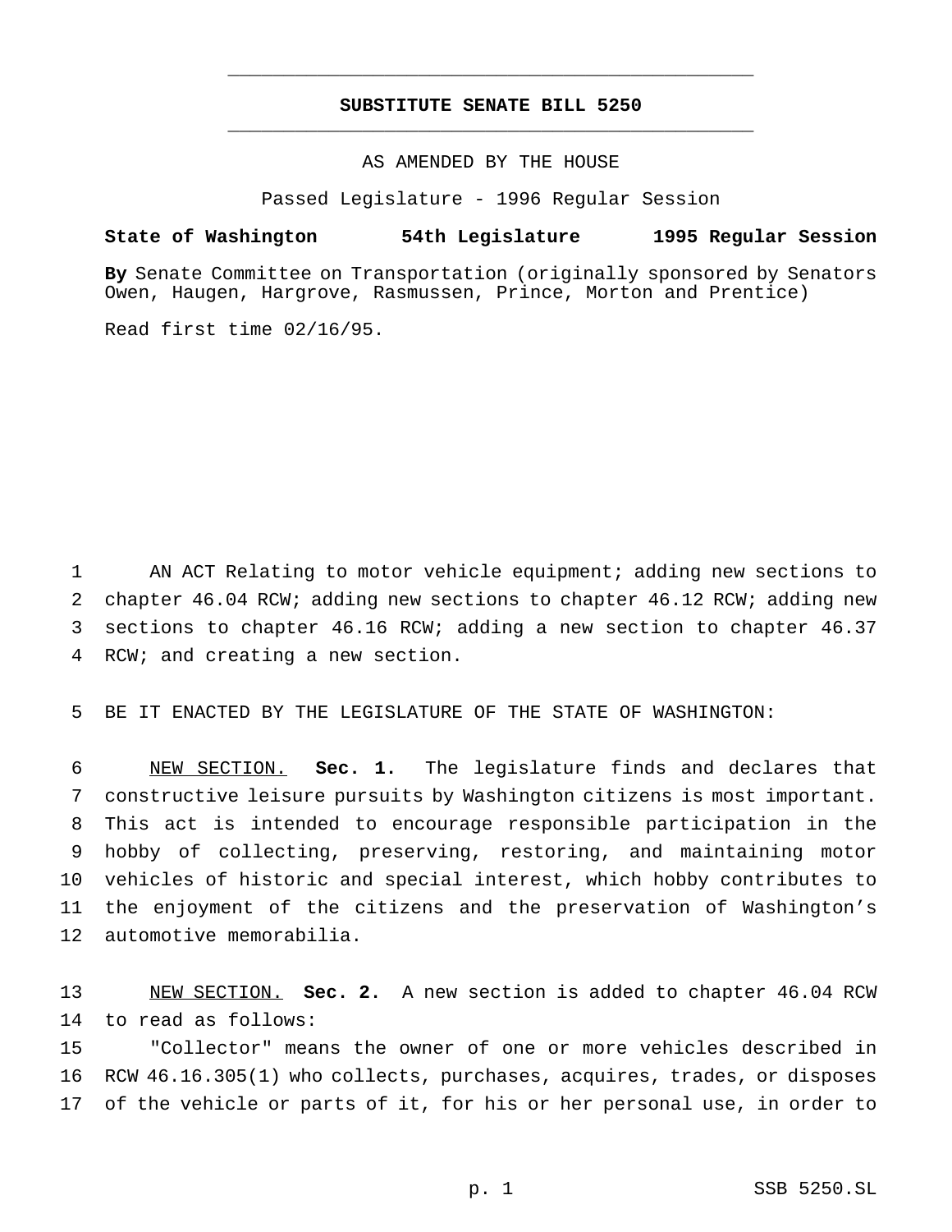# SUBSTITUTE SENATE BILL 5250

AS AMENDED BY THE HOUSE

Passed Legislature - 1996 Regular Session

**State of Washington 54th Legislature 1995 Regular Session**

**By** Senate Committee on Transportation (originally sponsored by Senators Owen, Haugen, Hargrove, Rasmussen, Prince, Morton and Prentice)

Read first time 02/16/95.

AN ACT Relating to motor vehicle equipment; adding new sections to chapter 46.04 RCW; adding new sections to chapter 46.12 RCW; adding new sections to chapter 46.16 RCW; adding a new section to chapter 46.37 RCW; and creating a new section.

BE IT ENACTED BY THE LEGISLATURE OF THE STATE OF WASHINGTON:

NEW SECTION. **Sec. 1.** The legislature finds and declares that constructive leisure pursuits by Washington citizens is most important. This act is intended to encourage responsible participation in the hobby of collecting, preserving, restoring, and maintaining motor vehicles of historic and special interest, which hobby contributes to the enjoyment of the citizens and the preservation of Washington's automotive memorabilia.

NEW SECTION. **Sec. 2.** A new section is added to chapter 46.04 RCW to read as follows:

"Collector" means the owner of one or more vehicles described in RCW 46.16.305(1) who collects, purchases, acquires, trades, or disposes of the vehicle or parts of it, for his or her personal use, in order to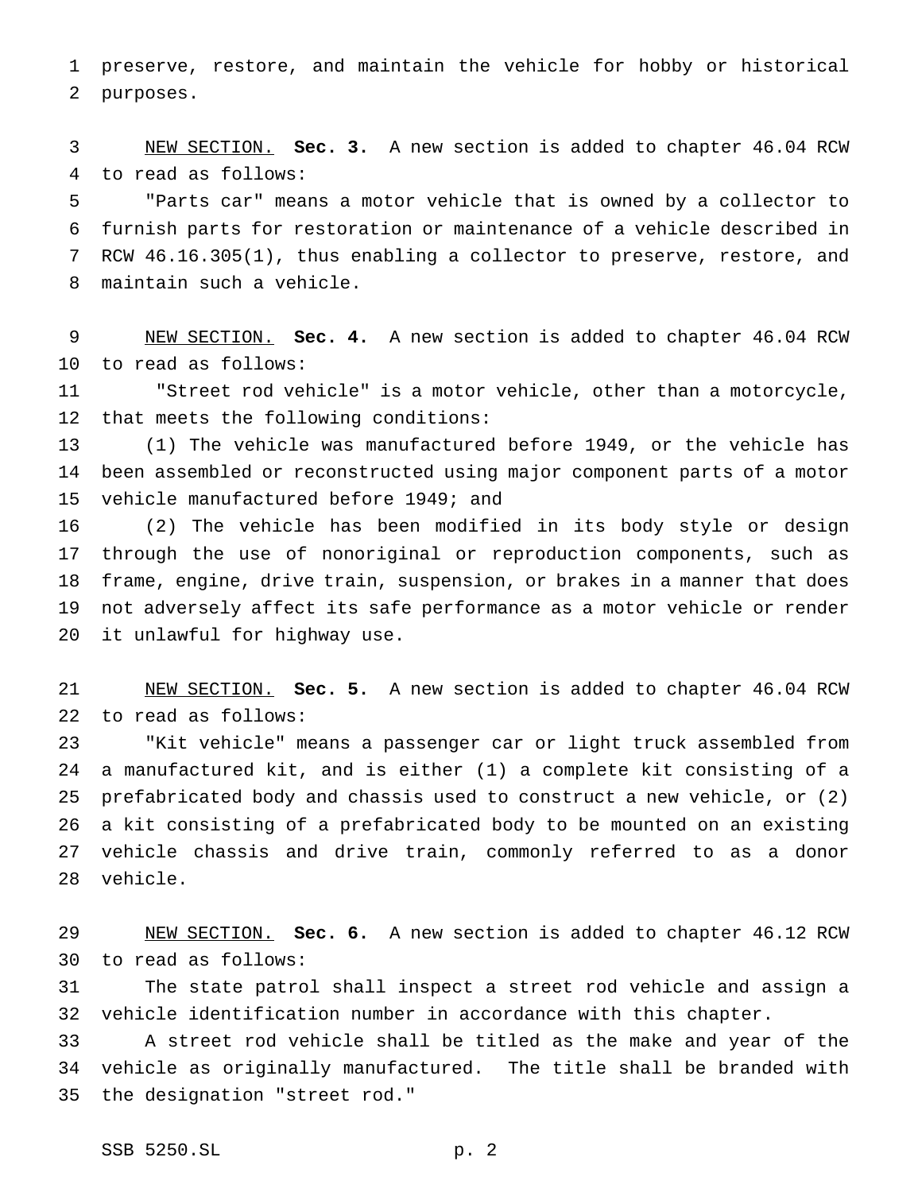preserve, restore, and maintain the vehicle for hobby or historical purposes.

NEW SECTION. **Sec. 3.** A new section is added to chapter 46.04 RCW to read as follows:

"Parts car" means a motor vehicle that is owned by a collector to furnish parts for restoration or maintenance of a vehicle described in RCW 46.16.305(1), thus enabling a collector to preserve, restore, and maintain such a vehicle.

NEW SECTION. **Sec. 4.** A new section is added to chapter 46.04 RCW to read as follows:

"Street rod vehicle" is a motor vehicle, other than a motorcycle, that meets the following conditions:

(1) The vehicle was manufactured before 1949, or the vehicle has been assembled or reconstructed using major component parts of a motor vehicle manufactured before 1949; and

(2) The vehicle has been modified in its body style or design through the use of nonoriginal or reproduction components, such as frame, engine, drive train, suspension, or brakes in a manner that does not adversely affect its safe performance as a motor vehicle or render it unlawful for highway use.

NEW SECTION. **Sec. 5.** A new section is added to chapter 46.04 RCW to read as follows:

"Kit vehicle" means a passenger car or light truck assembled from a manufactured kit, and is either (1) a complete kit consisting of a prefabricated body and chassis used to construct a new vehicle, or (2) a kit consisting of a prefabricated body to be mounted on an existing vehicle chassis and drive train, commonly referred to as a donor vehicle.

NEW SECTION. **Sec. 6.** A new section is added to chapter 46.12 RCW to read as follows:

The state patrol shall inspect a street rod vehicle and assign a vehicle identification number in accordance with this chapter.

A street rod vehicle shall be titled as the make and year of the vehicle as originally manufactured. The title shall be branded with the designation "street rod."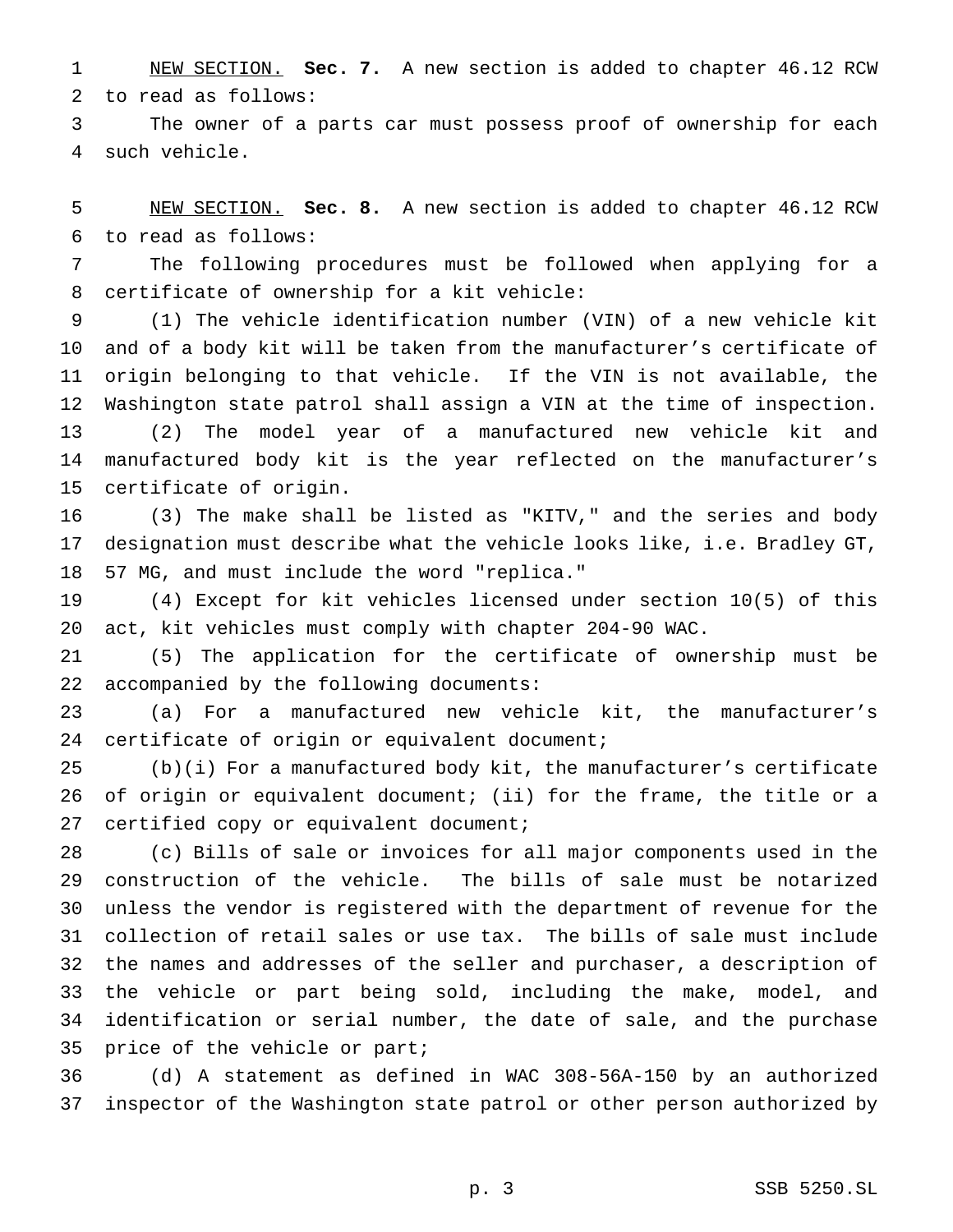NEW SECTION. **Sec. 7.** A new section is added to chapter 46.12 RCW to read as follows:

The owner of a parts car must possess proof of ownership for each such vehicle.

NEW SECTION. **Sec. 8.** A new section is added to chapter 46.12 RCW to read as follows:

The following procedures must be followed when applying for a certificate of ownership for a kit vehicle:

(1) The vehicle identification number (VIN) of a new vehicle kit and of a body kit will be taken from the manufacturer's certificate of origin belonging to that vehicle. If the VIN is not available, the Washington state patrol shall assign a VIN at the time of inspection.

(2) The model year of a manufactured new vehicle kit and manufactured body kit is the year reflected on the manufacturer's certificate of origin.

(3) The make shall be listed as "KITV," and the series and body designation must describe what the vehicle looks like, i.e. Bradley GT, 57 MG, and must include the word "replica."

(4) Except for kit vehicles licensed under section 10(5) of this act, kit vehicles must comply with chapter 204-90 WAC.

(5) The application for the certificate of ownership must be accompanied by the following documents:

(a) For a manufactured new vehicle kit, the manufacturer's certificate of origin or equivalent document;

(b)(i) For a manufactured body kit, the manufacturer's certificate of origin or equivalent document; (ii) for the frame, the title or a certified copy or equivalent document;

(c) Bills of sale or invoices for all major components used in the construction of the vehicle. The bills of sale must be notarized unless the vendor is registered with the department of revenue for the collection of retail sales or use tax. The bills of sale must include the names and addresses of the seller and purchaser, a description of the vehicle or part being sold, including the make, model, and identification or serial number, the date of sale, and the purchase price of the vehicle or part;

(d) A statement as defined in WAC 308-56A-150 by an authorized inspector of the Washington state patrol or other person authorized by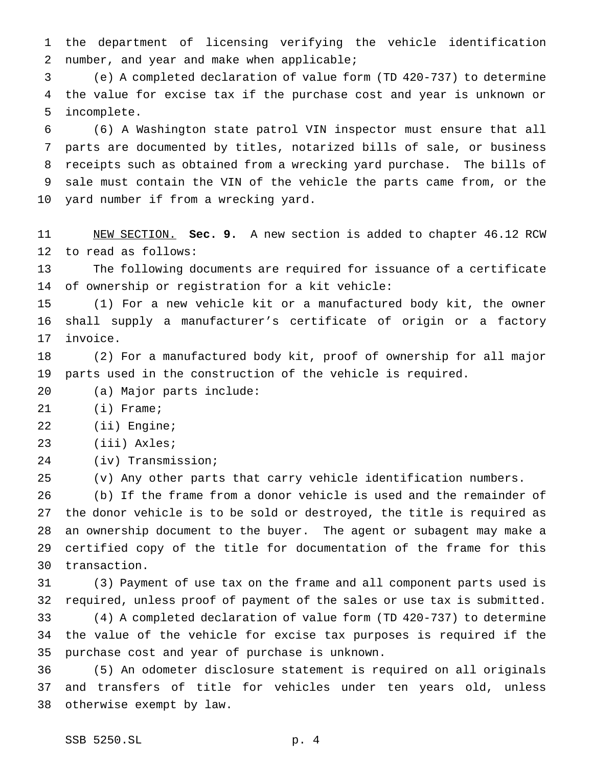the department of licensing verifying the vehicle identification number, and year and make when applicable;

(e) A completed declaration of value form (TD 420-737) to determine the value for excise tax if the purchase cost and year is unknown or incomplete.

(6) A Washington state patrol VIN inspector must ensure that all parts are documented by titles, notarized bills of sale, or business receipts such as obtained from a wrecking yard purchase. The bills of sale must contain the VIN of the vehicle the parts came from, or the yard number if from a wrecking yard.

NEW SECTION. **Sec. 9.** A new section is added to chapter 46.12 RCW to read as follows:

The following documents are required for issuance of a certificate of ownership or registration for a kit vehicle:

(1) For a new vehicle kit or a manufactured body kit, the owner shall supply a manufacturer's certificate of origin or a factory invoice.

(2) For a manufactured body kit, proof of ownership for all major parts used in the construction of the vehicle is required.

(a) Major parts include:

(i) Frame;

(ii) Engine;

(iii) Axles;

(iv) Transmission;

(v) Any other parts that carry vehicle identification numbers.

(b) If the frame from a donor vehicle is used and the remainder of the donor vehicle is to be sold or destroyed, the title is required as an ownership document to the buyer. The agent or subagent may make a certified copy of the title for documentation of the frame for this transaction.

(3) Payment of use tax on the frame and all component parts used is required, unless proof of payment of the sales or use tax is submitted.

(4) A completed declaration of value form (TD 420-737) to determine the value of the vehicle for excise tax purposes is required if the purchase cost and year of purchase is unknown.

(5) An odometer disclosure statement is required on all originals and transfers of title for vehicles under ten years old, unless otherwise exempt by law.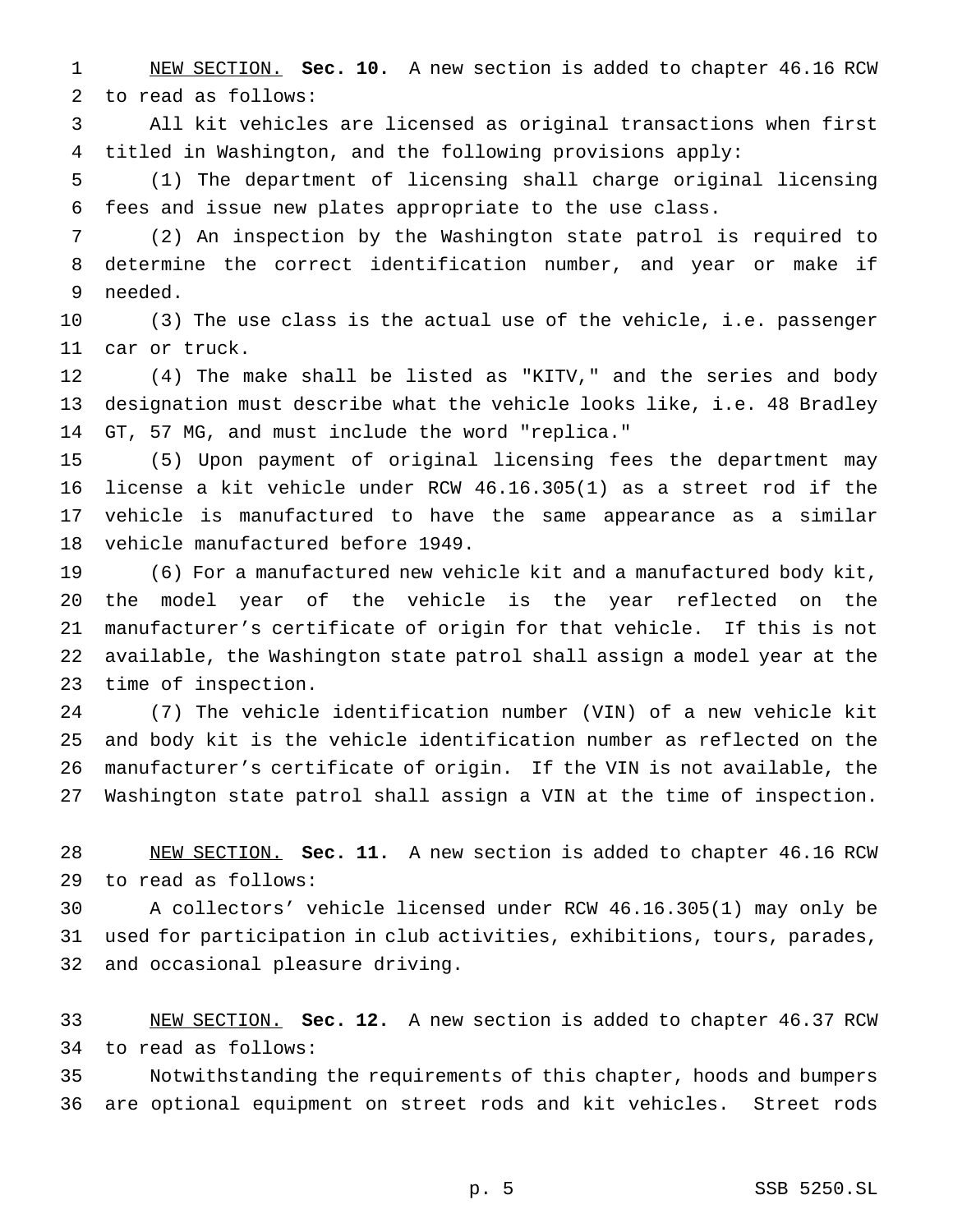NEW SECTION. **Sec. 10.** A new section is added to chapter 46.16 RCW to read as follows:

All kit vehicles are licensed as original transactions when first titled in Washington, and the following provisions apply:

(1) The department of licensing shall charge original licensing fees and issue new plates appropriate to the use class.

(2) An inspection by the Washington state patrol is required to determine the correct identification number, and year or make if needed.

(3) The use class is the actual use of the vehicle, i.e. passenger car or truck.

(4) The make shall be listed as "KITV," and the series and body designation must describe what the vehicle looks like, i.e. 48 Bradley GT, 57 MG, and must include the word "replica."

(5) Upon payment of original licensing fees the department may license a kit vehicle under RCW 46.16.305(1) as a street rod if the vehicle is manufactured to have the same appearance as a similar vehicle manufactured before 1949.

(6) For a manufactured new vehicle kit and a manufactured body kit, the model year of the vehicle is the year reflected on the manufacturer's certificate of origin for that vehicle. If this is not available, the Washington state patrol shall assign a model year at the time of inspection.

(7) The vehicle identification number (VIN) of a new vehicle kit and body kit is the vehicle identification number as reflected on the manufacturer's certificate of origin. If the VIN is not available, the Washington state patrol shall assign a VIN at the time of inspection.

NEW SECTION. **Sec. 11.** A new section is added to chapter 46.16 RCW to read as follows:

A collectors' vehicle licensed under RCW 46.16.305(1) may only be used for participation in club activities, exhibitions, tours, parades, and occasional pleasure driving.

NEW SECTION. **Sec. 12.** A new section is added to chapter 46.37 RCW to read as follows:

Notwithstanding the requirements of this chapter, hoods and bumpers are optional equipment on street rods and kit vehicles. Street rods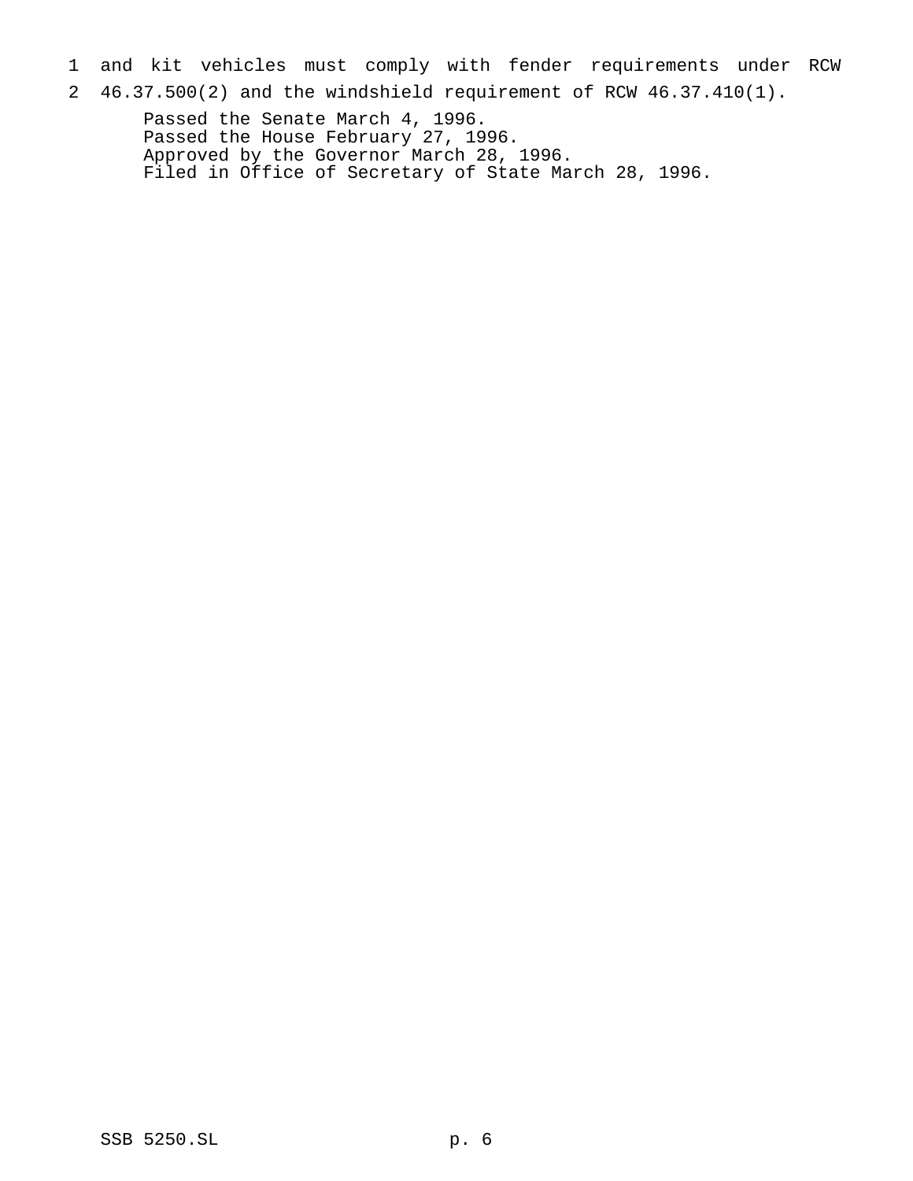and kit vehicles must comply with fender requirements under RCW 46.37.500(2) and the windshield requirement of RCW 46.37.410(1).

Passed the Senate March 4, 1996.
Passed the House February 27, 1996.
Approved by the Governor March 28, 1996.
Filed in Office of Secretary of State March 28, 1996.